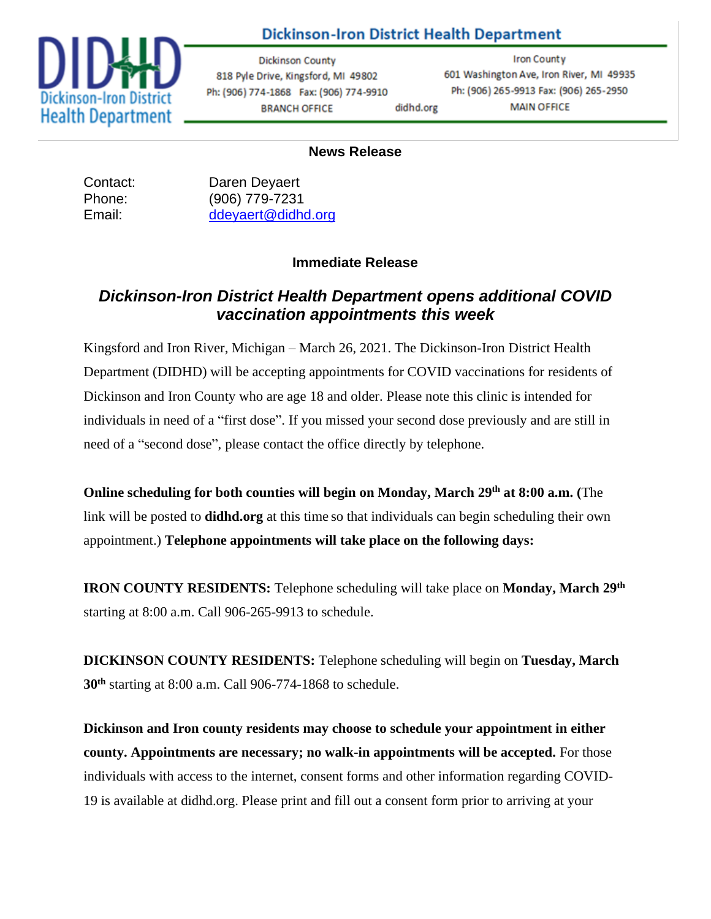**Dickinson-Iron District Health Department**

| Dickinson County | | Iron County |
|---|---|---|
| 818 Pyle Drive, Kingsford, MI 49802 | | 601 Washington Ave, Iron River, MI 49935 |
| Ph: (906) 774-1868 Fax: (906) 774-9910 | | Ph: (906) 265-9913 Fax: (906) 265-2950 |
| BRANCH OFFICE | didhd.org | MAIN OFFICE |

**News Release**

Contact: Daren Deyaert
Phone: (906) 779-7231
Email: ddeyaert@didhd.org

**Immediate Release**

## *Dickinson-Iron District Health Department opens additional COVID vaccination appointments this week*

Kingsford and Iron River, Michigan – March 26, 2021. The Dickinson-Iron District Health Department (DIDHD) will be accepting appointments for COVID vaccinations for residents of Dickinson and Iron County who are age 18 and older. Please note this clinic is intended for individuals in need of a "first dose". If you missed your second dose previously and are still in need of a "second dose", please contact the office directly by telephone.

**Online scheduling for both counties will begin on Monday, March 29th at 8:00 a.m. (**The link will be posted to **didhd.org** at this time so that individuals can begin scheduling their own appointment.) **Telephone appointments will take place on the following days:**

**IRON COUNTY RESIDENTS:** Telephone scheduling will take place on **Monday, March 29th** starting at 8:00 a.m. Call 906-265-9913 to schedule.

**DICKINSON COUNTY RESIDENTS:** Telephone scheduling will begin on **Tuesday, March 30th** starting at 8:00 a.m. Call 906-774-1868 to schedule.

**Dickinson and Iron county residents may choose to schedule your appointment in either county. Appointments are necessary; no walk-in appointments will be accepted.** For those individuals with access to the internet, consent forms and other information regarding COVID-19 is available at didhd.org. Please print and fill out a consent form prior to arriving at your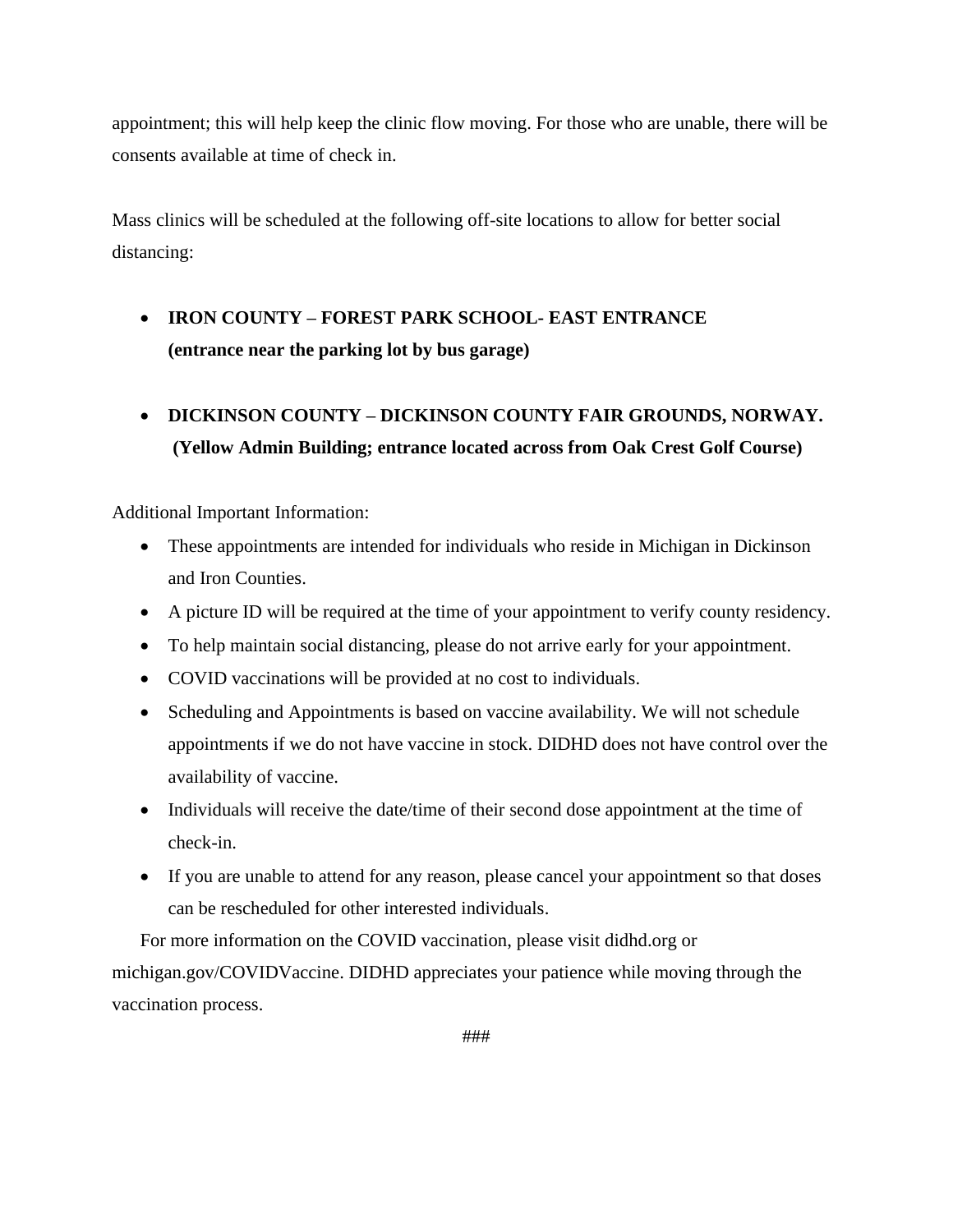appointment; this will help keep the clinic flow moving. For those who are unable, there will be consents available at time of check in.

Mass clinics will be scheduled at the following off-site locations to allow for better social distancing:

- **IRON COUNTY – FOREST PARK SCHOOL- EAST ENTRANCE (entrance near the parking lot by bus garage)**

- **DICKINSON COUNTY – DICKINSON COUNTY FAIR GROUNDS, NORWAY. (Yellow Admin Building; entrance located across from Oak Crest Golf Course)**

Additional Important Information:

- These appointments are intended for individuals who reside in Michigan in Dickinson and Iron Counties.
- A picture ID will be required at the time of your appointment to verify county residency.
- To help maintain social distancing, please do not arrive early for your appointment.
- COVID vaccinations will be provided at no cost to individuals.
- Scheduling and Appointments is based on vaccine availability. We will not schedule appointments if we do not have vaccine in stock. DIDHD does not have control over the availability of vaccine.
- Individuals will receive the date/time of their second dose appointment at the time of check-in.
- If you are unable to attend for any reason, please cancel your appointment so that doses can be rescheduled for other interested individuals.

For more information on the COVID vaccination, please visit didhd.org or michigan.gov/COVIDVaccine. DIDHD appreciates your patience while moving through the vaccination process.

###